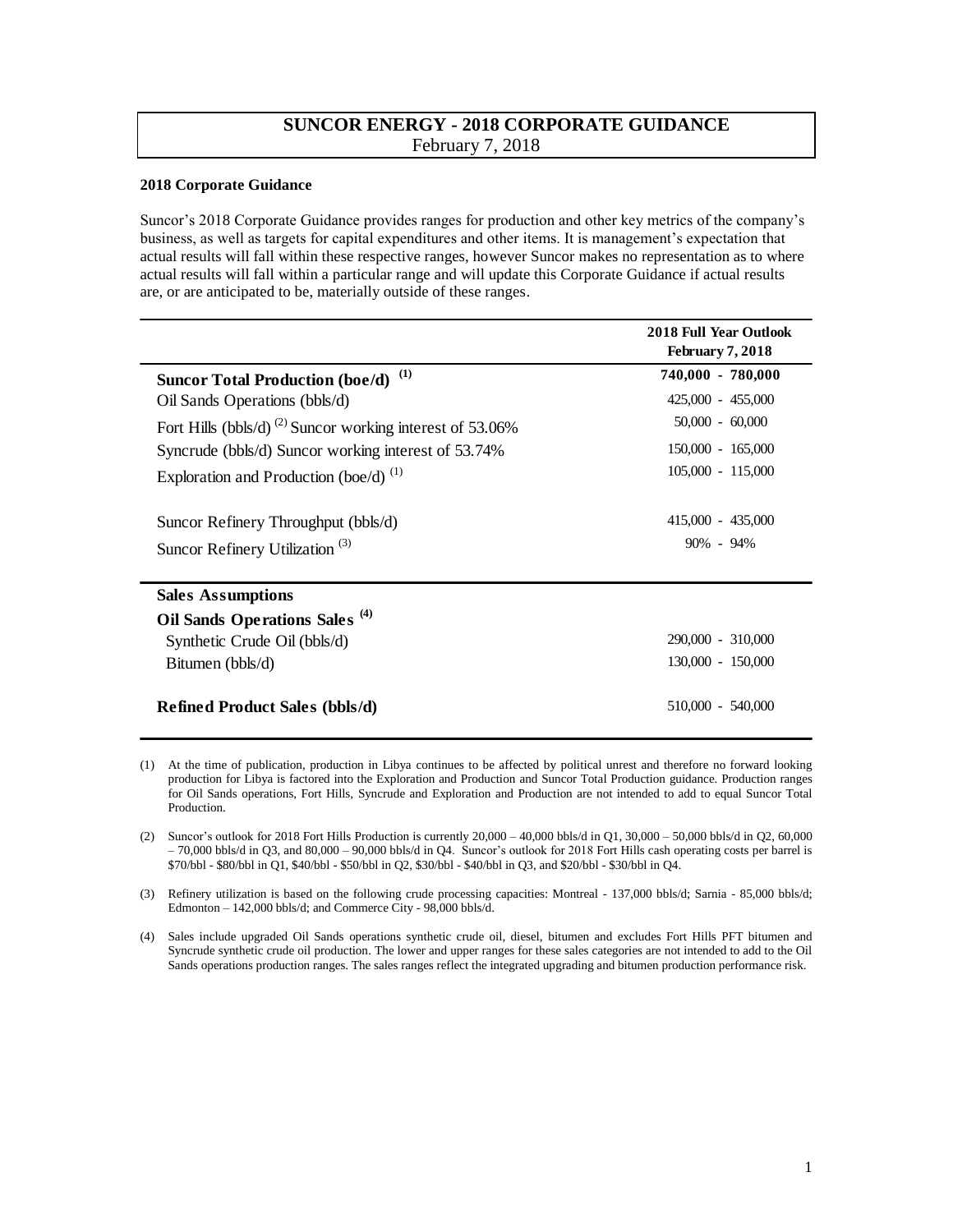# SUNCOR ENERGY - 2018 CORPORATE GUIDANCE

February 7, 2018

**2018 Corporate Guidance**

Suncor's 2018 Corporate Guidance provides ranges for production and other key metrics of the company's business, as well as targets for capital expenditures and other items. It is management's expectation that actual results will fall within these respective ranges, however Suncor makes no representation as to where actual results will fall within a particular range and will update this Corporate Guidance if actual results are, or are anticipated to be, materially outside of these ranges.

| | 2018 Full Year Outlook February 7, 2018 |
|---|---|
| **Suncor Total Production (boe/d)** [(1)] | **740,000 - 780,000** |
| Oil Sands Operations (bbls/d) | 425,000 - 455,000 |
| Fort Hills (bbls/d) [(2)] Suncor working interest of 53.06% | 50,000 - 60,000 |
| Syncrude (bbls/d) Suncor working interest of 53.74% | 150,000 - 165,000 |
| Exploration and Production (boe/d) [(1)] | 105,000 - 115,000 |
| Suncor Refinery Throughput (bbls/d) | 415,000 - 435,000 |
| Suncor Refinery Utilization [(3)] | 90% - 94% |
| **Sales Assumptions** | |
| **Oil Sands Operations Sales** [(4)] | |
| Synthetic Crude Oil (bbls/d) | 290,000 - 310,000 |
| Bitumen (bbls/d) | 130,000 - 150,000 |
| **Refined Product Sales (bbls/d)** | 510,000 - 540,000 |

(1) At the time of publication, production in Libya continues to be affected by political unrest and therefore no forward looking production for Libya is factored into the Exploration and Production and Suncor Total Production guidance. Production ranges for Oil Sands operations, Fort Hills, Syncrude and Exploration and Production are not intended to add to equal Suncor Total Production.

(2) Suncor's outlook for 2018 Fort Hills Production is currently 20,000 – 40,000 bbls/d in Q1, 30,000 – 50,000 bbls/d in Q2, 60,000 – 70,000 bbls/d in Q3, and 80,000 – 90,000 bbls/d in Q4. Suncor's outlook for 2018 Fort Hills cash operating costs per barrel is \$70/bbl - \$80/bbl in Q1, \$40/bbl - \$50/bbl in Q2, \$30/bbl - \$40/bbl in Q3, and \$20/bbl - \$30/bbl in Q4.

(3) Refinery utilization is based on the following crude processing capacities: Montreal - 137,000 bbls/d; Sarnia - 85,000 bbls/d; Edmonton – 142,000 bbls/d; and Commerce City - 98,000 bbls/d.

(4) Sales include upgraded Oil Sands operations synthetic crude oil, diesel, bitumen and excludes Fort Hills PFT bitumen and Syncrude synthetic crude oil production. The lower and upper ranges for these sales categories are not intended to add to the Oil Sands operations production ranges. The sales ranges reflect the integrated upgrading and bitumen production performance risk.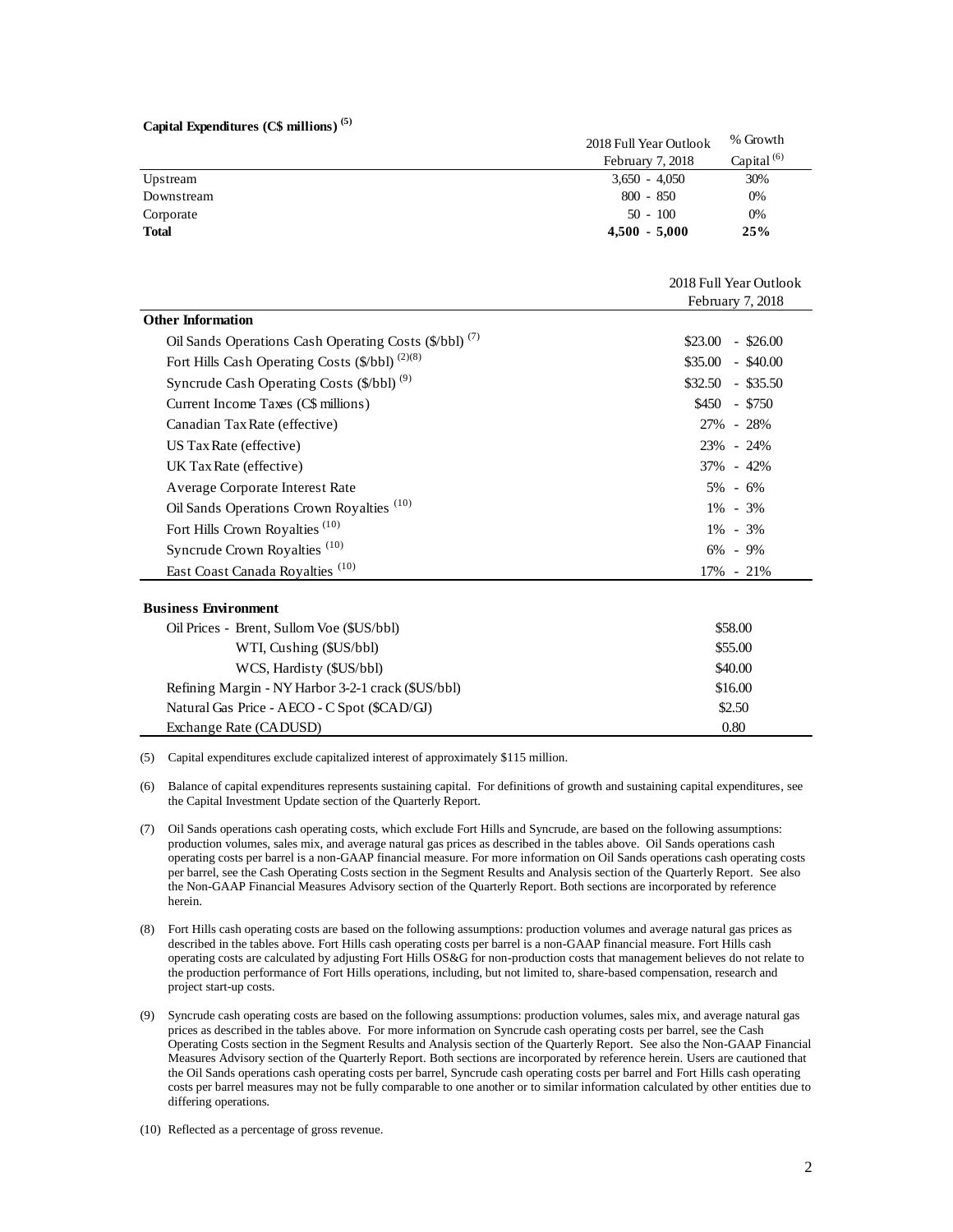**Capital Expenditures (C$ millions) [(5)]**

| | 2018 Full Year Outlook February 7, 2018 | % Growth Capital [(6)] |
|---|---|---|
| Upstream | 3,650 - 4,050 | 30% |
| Downstream | 800 - 850 | 0% |
| Corporate | 50 - 100 | 0% |
| **Total** | **4,500 - 5,000** | **25%** |

| | 2018 Full Year Outlook February 7, 2018 |
|---|---|
| **Other Information** | |
| Oil Sands Operations Cash Operating Costs ($/bbl) [(7)] | $23.00 - $26.00 |
| Fort Hills Cash Operating Costs ($/bbl) [(2)(8)] | $35.00 - $40.00 |
| Syncrude Cash Operating Costs ($/bbl) [(9)] | $32.50 - $35.50 |
| Current Income Taxes (C$ millions) | $450 - $750 |
| Canadian Tax Rate (effective) | 27% - 28% |
| US Tax Rate (effective) | 23% - 24% |
| UK Tax Rate (effective) | 37% - 42% |
| Average Corporate Interest Rate | 5% - 6% |
| Oil Sands Operations Crown Royalties [(10)] | 1% - 3% |
| Fort Hills Crown Royalties [(10)] | 1% - 3% |
| Syncrude Crown Royalties [(10)] | 6% - 9% |
| East Coast Canada Royalties [(10)] | 17% - 21% |

| **Business Environment** | |
|---|---|
| Oil Prices - Brent, Sullom Voe ($US/bbl) | $58.00 |
| WTI, Cushing ($US/bbl) | $55.00 |
| WCS, Hardisty ($US/bbl) | $40.00 |
| Refining Margin - NY Harbor 3-2-1 crack ($US/bbl) | $16.00 |
| Natural Gas Price - AECO - C Spot ($CAD/GJ) | $2.50 |
| Exchange Rate (CADUSD) | 0.80 |

(5) Capital expenditures exclude capitalized interest of approximately $115 million.

(6) Balance of capital expenditures represents sustaining capital. For definitions of growth and sustaining capital expenditures, see the Capital Investment Update section of the Quarterly Report.

(7) Oil Sands operations cash operating costs, which exclude Fort Hills and Syncrude, are based on the following assumptions: production volumes, sales mix, and average natural gas prices as described in the tables above. Oil Sands operations cash operating costs per barrel is a non-GAAP financial measure. For more information on Oil Sands operations cash operating costs per barrel, see the Cash Operating Costs section in the Segment Results and Analysis section of the Quarterly Report. See also the Non-GAAP Financial Measures Advisory section of the Quarterly Report. Both sections are incorporated by reference herein.

(8) Fort Hills cash operating costs are based on the following assumptions: production volumes and average natural gas prices as described in the tables above. Fort Hills cash operating costs per barrel is a non-GAAP financial measure. Fort Hills cash operating costs are calculated by adjusting Fort Hills OS&G for non-production costs that management believes do not relate to the production performance of Fort Hills operations, including, but not limited to, share-based compensation, research and project start-up costs.

(9) Syncrude cash operating costs are based on the following assumptions: production volumes, sales mix, and average natural gas prices as described in the tables above. For more information on Syncrude cash operating costs per barrel, see the Cash Operating Costs section in the Segment Results and Analysis section of the Quarterly Report. See also the Non-GAAP Financial Measures Advisory section of the Quarterly Report. Both sections are incorporated by reference herein. Users are cautioned that the Oil Sands operations cash operating costs per barrel, Syncrude cash operating costs per barrel and Fort Hills cash operating costs per barrel measures may not be fully comparable to one another or to similar information calculated by other entities due to differing operations.

(10) Reflected as a percentage of gross revenue.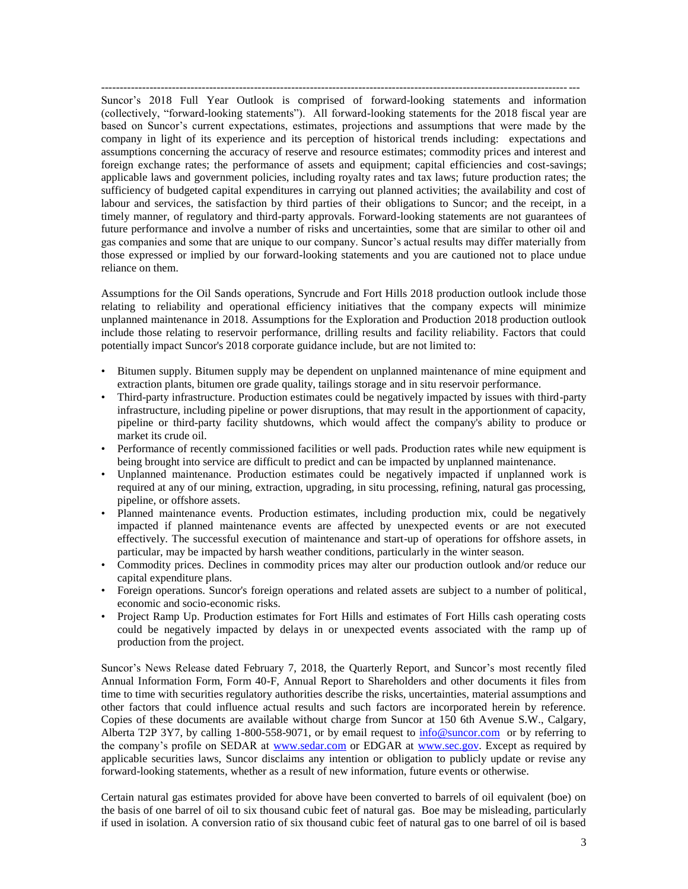---

Suncor's 2018 Full Year Outlook is comprised of forward-looking statements and information (collectively, "forward-looking statements"). All forward-looking statements for the 2018 fiscal year are based on Suncor's current expectations, estimates, projections and assumptions that were made by the company in light of its experience and its perception of historical trends including: expectations and assumptions concerning the accuracy of reserve and resource estimates; commodity prices and interest and foreign exchange rates; the performance of assets and equipment; capital efficiencies and cost-savings; applicable laws and government policies, including royalty rates and tax laws; future production rates; the sufficiency of budgeted capital expenditures in carrying out planned activities; the availability and cost of labour and services, the satisfaction by third parties of their obligations to Suncor; and the receipt, in a timely manner, of regulatory and third-party approvals. Forward-looking statements are not guarantees of future performance and involve a number of risks and uncertainties, some that are similar to other oil and gas companies and some that are unique to our company. Suncor's actual results may differ materially from those expressed or implied by our forward-looking statements and you are cautioned not to place undue reliance on them.

Assumptions for the Oil Sands operations, Syncrude and Fort Hills 2018 production outlook include those relating to reliability and operational efficiency initiatives that the company expects will minimize unplanned maintenance in 2018. Assumptions for the Exploration and Production 2018 production outlook include those relating to reservoir performance, drilling results and facility reliability. Factors that could potentially impact Suncor's 2018 corporate guidance include, but are not limited to:

- Bitumen supply. Bitumen supply may be dependent on unplanned maintenance of mine equipment and extraction plants, bitumen ore grade quality, tailings storage and in situ reservoir performance.
- Third-party infrastructure. Production estimates could be negatively impacted by issues with third-party infrastructure, including pipeline or power disruptions, that may result in the apportionment of capacity, pipeline or third-party facility shutdowns, which would affect the company's ability to produce or market its crude oil.
- Performance of recently commissioned facilities or well pads. Production rates while new equipment is being brought into service are difficult to predict and can be impacted by unplanned maintenance.
- Unplanned maintenance. Production estimates could be negatively impacted if unplanned work is required at any of our mining, extraction, upgrading, in situ processing, refining, natural gas processing, pipeline, or offshore assets.
- Planned maintenance events. Production estimates, including production mix, could be negatively impacted if planned maintenance events are affected by unexpected events or are not executed effectively. The successful execution of maintenance and start-up of operations for offshore assets, in particular, may be impacted by harsh weather conditions, particularly in the winter season.
- Commodity prices. Declines in commodity prices may alter our production outlook and/or reduce our capital expenditure plans.
- Foreign operations. Suncor's foreign operations and related assets are subject to a number of political, economic and socio-economic risks.
- Project Ramp Up. Production estimates for Fort Hills and estimates of Fort Hills cash operating costs could be negatively impacted by delays in or unexpected events associated with the ramp up of production from the project.

Suncor's News Release dated February 7, 2018, the Quarterly Report, and Suncor's most recently filed Annual Information Form, Form 40-F, Annual Report to Shareholders and other documents it files from time to time with securities regulatory authorities describe the risks, uncertainties, material assumptions and other factors that could influence actual results and such factors are incorporated herein by reference. Copies of these documents are available without charge from Suncor at 150 6th Avenue S.W., Calgary, Alberta T2P 3Y7, by calling 1-800-558-9071, or by email request to info@suncor.com or by referring to the company's profile on SEDAR at www.sedar.com or EDGAR at www.sec.gov. Except as required by applicable securities laws, Suncor disclaims any intention or obligation to publicly update or revise any forward-looking statements, whether as a result of new information, future events or otherwise.

Certain natural gas estimates provided for above have been converted to barrels of oil equivalent (boe) on the basis of one barrel of oil to six thousand cubic feet of natural gas. Boe may be misleading, particularly if used in isolation. A conversion ratio of six thousand cubic feet of natural gas to one barrel of oil is based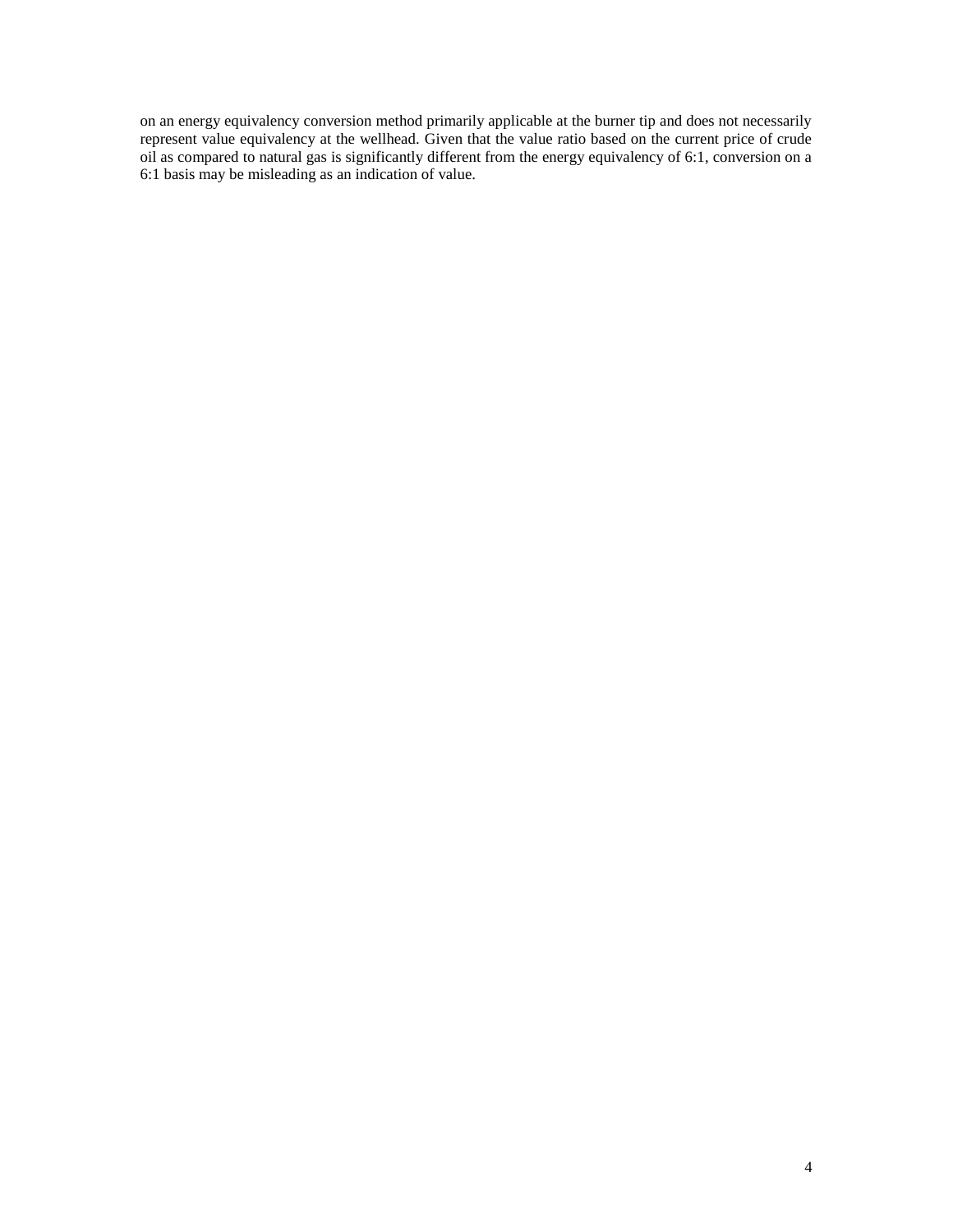on an energy equivalency conversion method primarily applicable at the burner tip and does not necessarily represent value equivalency at the wellhead. Given that the value ratio based on the current price of crude oil as compared to natural gas is significantly different from the energy equivalency of 6:1, conversion on a 6:1 basis may be misleading as an indication of value.